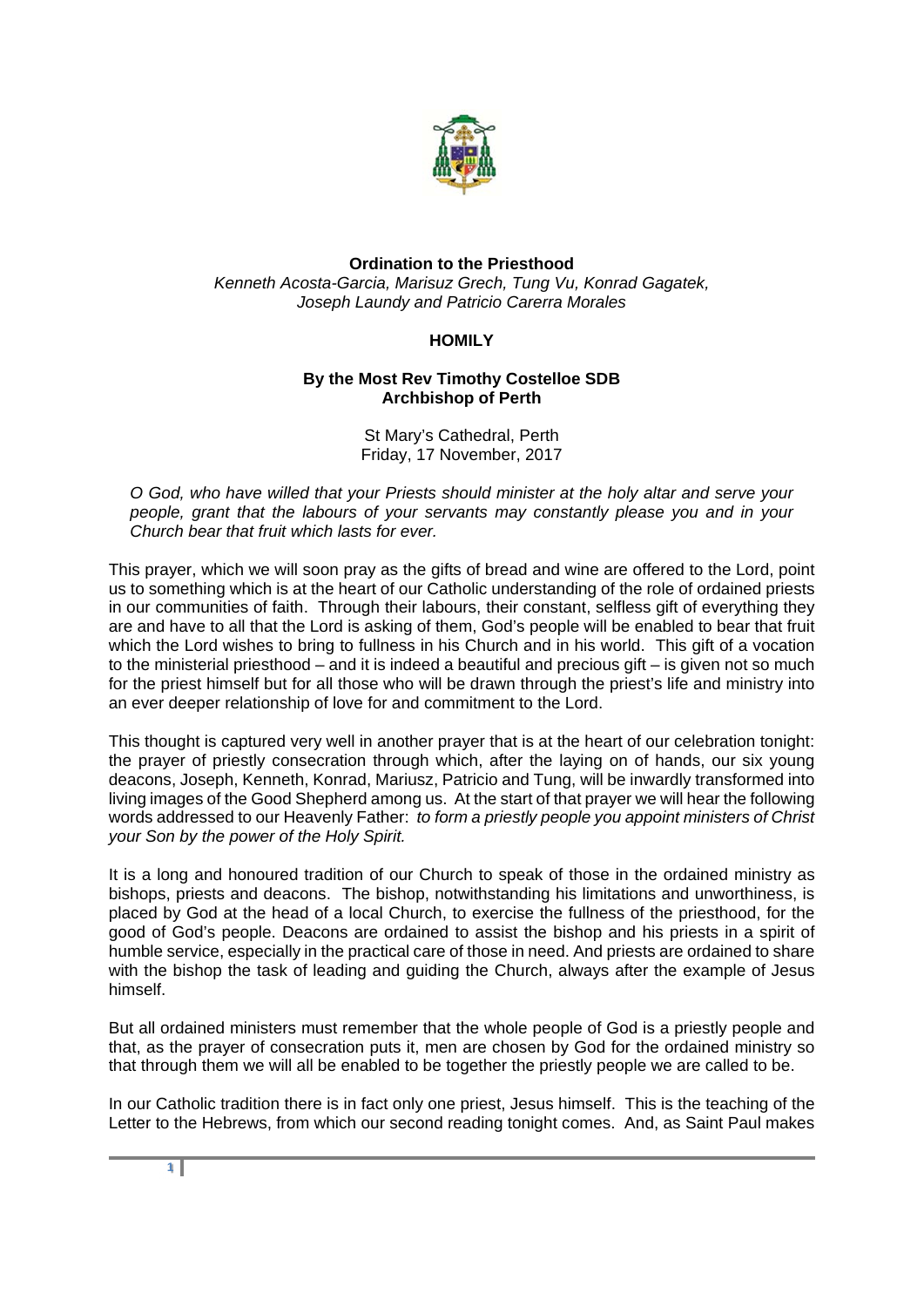**Ordination to the Priesthood**

*Kenneth Acosta-Garcia, Marisuz Grech, Tung Vu, Konrad Gagatek, Joseph Laundy and Patricio Carerra Morales*

**HOMILY**

**By the Most Rev Timothy Costelloe SDB**
**Archbishop of Perth**

St Mary's Cathedral, Perth
Friday, 17 November, 2017

> *O God, who have willed that your Priests should minister at the holy altar and serve your people, grant that the labours of your servants may constantly please you and in your Church bear that fruit which lasts for ever.*

This prayer, which we will soon pray as the gifts of bread and wine are offered to the Lord, point us to something which is at the heart of our Catholic understanding of the role of ordained priests in our communities of faith. Through their labours, their constant, selfless gift of everything they are and have to all that the Lord is asking of them, God's people will be enabled to bear that fruit which the Lord wishes to bring to fullness in his Church and in his world. This gift of a vocation to the ministerial priesthood – and it is indeed a beautiful and precious gift – is given not so much for the priest himself but for all those who will be drawn through the priest's life and ministry into an ever deeper relationship of love for and commitment to the Lord.

This thought is captured very well in another prayer that is at the heart of our celebration tonight: the prayer of priestly consecration through which, after the laying on of hands, our six young deacons, Joseph, Kenneth, Konrad, Mariusz, Patricio and Tung, will be inwardly transformed into living images of the Good Shepherd among us. At the start of that prayer we will hear the following words addressed to our Heavenly Father: *to form a priestly people you appoint ministers of Christ your Son by the power of the Holy Spirit.*

It is a long and honoured tradition of our Church to speak of those in the ordained ministry as bishops, priests and deacons. The bishop, notwithstanding his limitations and unworthiness, is placed by God at the head of a local Church, to exercise the fullness of the priesthood, for the good of God's people. Deacons are ordained to assist the bishop and his priests in a spirit of humble service, especially in the practical care of those in need. And priests are ordained to share with the bishop the task of leading and guiding the Church, always after the example of Jesus himself.

But all ordained ministers must remember that the whole people of God is a priestly people and that, as the prayer of consecration puts it, men are chosen by God for the ordained ministry so that through them we will all be enabled to be together the priestly people we are called to be.

In our Catholic tradition there is in fact only one priest, Jesus himself. This is the teaching of the Letter to the Hebrews, from which our second reading tonight comes. And, as Saint Paul makes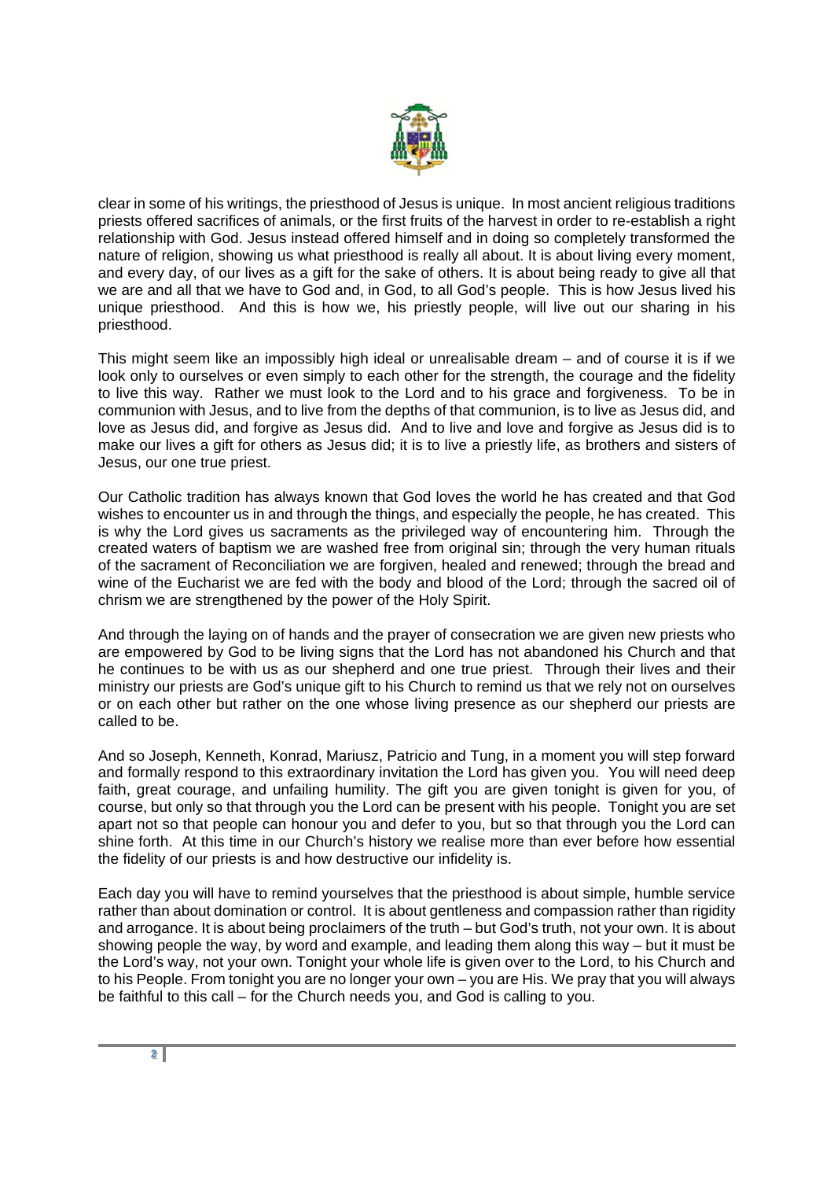clear in some of his writings, the priesthood of Jesus is unique. In most ancient religious traditions priests offered sacrifices of animals, or the first fruits of the harvest in order to re-establish a right relationship with God. Jesus instead offered himself and in doing so completely transformed the nature of religion, showing us what priesthood is really all about. It is about living every moment, and every day, of our lives as a gift for the sake of others. It is about being ready to give all that we are and all that we have to God and, in God, to all God's people. This is how Jesus lived his unique priesthood. And this is how we, his priestly people, will live out our sharing in his priesthood.

This might seem like an impossibly high ideal or unrealisable dream – and of course it is if we look only to ourselves or even simply to each other for the strength, the courage and the fidelity to live this way. Rather we must look to the Lord and to his grace and forgiveness. To be in communion with Jesus, and to live from the depths of that communion, is to live as Jesus did, and love as Jesus did, and forgive as Jesus did. And to live and love and forgive as Jesus did is to make our lives a gift for others as Jesus did; it is to live a priestly life, as brothers and sisters of Jesus, our one true priest.

Our Catholic tradition has always known that God loves the world he has created and that God wishes to encounter us in and through the things, and especially the people, he has created. This is why the Lord gives us sacraments as the privileged way of encountering him. Through the created waters of baptism we are washed free from original sin; through the very human rituals of the sacrament of Reconciliation we are forgiven, healed and renewed; through the bread and wine of the Eucharist we are fed with the body and blood of the Lord; through the sacred oil of chrism we are strengthened by the power of the Holy Spirit.

And through the laying on of hands and the prayer of consecration we are given new priests who are empowered by God to be living signs that the Lord has not abandoned his Church and that he continues to be with us as our shepherd and one true priest. Through their lives and their ministry our priests are God's unique gift to his Church to remind us that we rely not on ourselves or on each other but rather on the one whose living presence as our shepherd our priests are called to be.

And so Joseph, Kenneth, Konrad, Mariusz, Patricio and Tung, in a moment you will step forward and formally respond to this extraordinary invitation the Lord has given you. You will need deep faith, great courage, and unfailing humility. The gift you are given tonight is given for you, of course, but only so that through you the Lord can be present with his people. Tonight you are set apart not so that people can honour you and defer to you, but so that through you the Lord can shine forth. At this time in our Church's history we realise more than ever before how essential the fidelity of our priests is and how destructive our infidelity is.

Each day you will have to remind yourselves that the priesthood is about simple, humble service rather than about domination or control. It is about gentleness and compassion rather than rigidity and arrogance. It is about being proclaimers of the truth – but God's truth, not your own. It is about showing people the way, by word and example, and leading them along this way – but it must be the Lord's way, not your own. Tonight your whole life is given over to the Lord, to his Church and to his People. From tonight you are no longer your own – you are His. We pray that you will always be faithful to this call – for the Church needs you, and God is calling to you.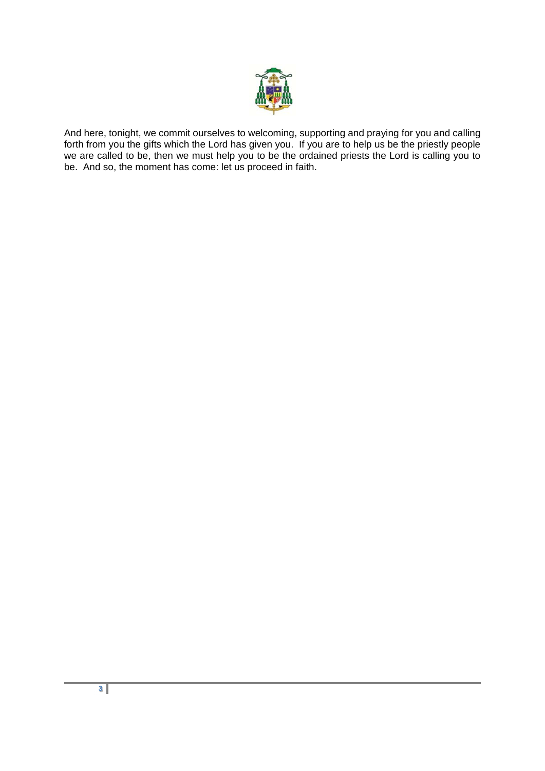And here, tonight, we commit ourselves to welcoming, supporting and praying for you and calling forth from you the gifts which the Lord has given you. If you are to help us be the priestly people we are called to be, then we must help you to be the ordained priests the Lord is calling you to be. And so, the moment has come: let us proceed in faith.